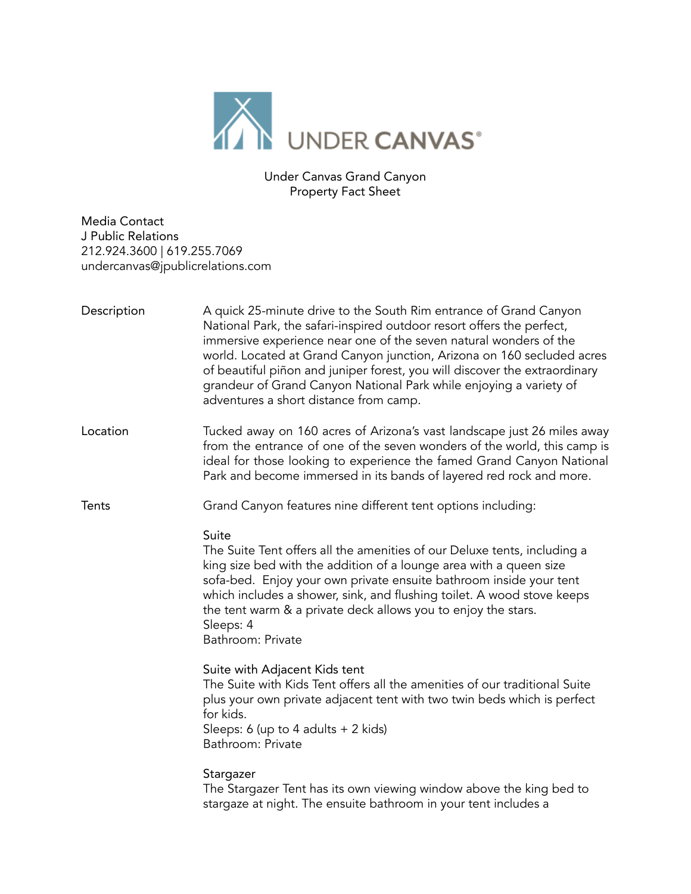UNDER CANVAS®

# Under Canvas Grand Canyon
## Property Fact Sheet

Media Contact
J Public Relations
212.924.3600 | 619.255.7069
undercanvas@jpublicrelations.com

**Description**

A quick 25-minute drive to the South Rim entrance of Grand Canyon National Park, the safari-inspired outdoor resort offers the perfect, immersive experience near one of the seven natural wonders of the world. Located at Grand Canyon junction, Arizona on 160 secluded acres of beautiful piñon and juniper forest, you will discover the extraordinary grandeur of Grand Canyon National Park while enjoying a variety of adventures a short distance from camp.

**Location**

Tucked away on 160 acres of Arizona's vast landscape just 26 miles away from the entrance of one of the seven wonders of the world, this camp is ideal for those looking to experience the famed Grand Canyon National Park and become immersed in its bands of layered red rock and more.

**Tents**

Grand Canyon features nine different tent options including:

Suite
The Suite Tent offers all the amenities of our Deluxe tents, including a king size bed with the addition of a lounge area with a queen size sofa-bed. Enjoy your own private ensuite bathroom inside your tent which includes a shower, sink, and flushing toilet. A wood stove keeps the tent warm & a private deck allows you to enjoy the stars.
Sleeps: 4
Bathroom: Private

Suite with Adjacent Kids tent
The Suite with Kids Tent offers all the amenities of our traditional Suite plus your own private adjacent tent with two twin beds which is perfect for kids.
Sleeps: 6 (up to 4 adults + 2 kids)
Bathroom: Private

Stargazer
The Stargazer Tent has its own viewing window above the king bed to stargaze at night. The ensuite bathroom in your tent includes a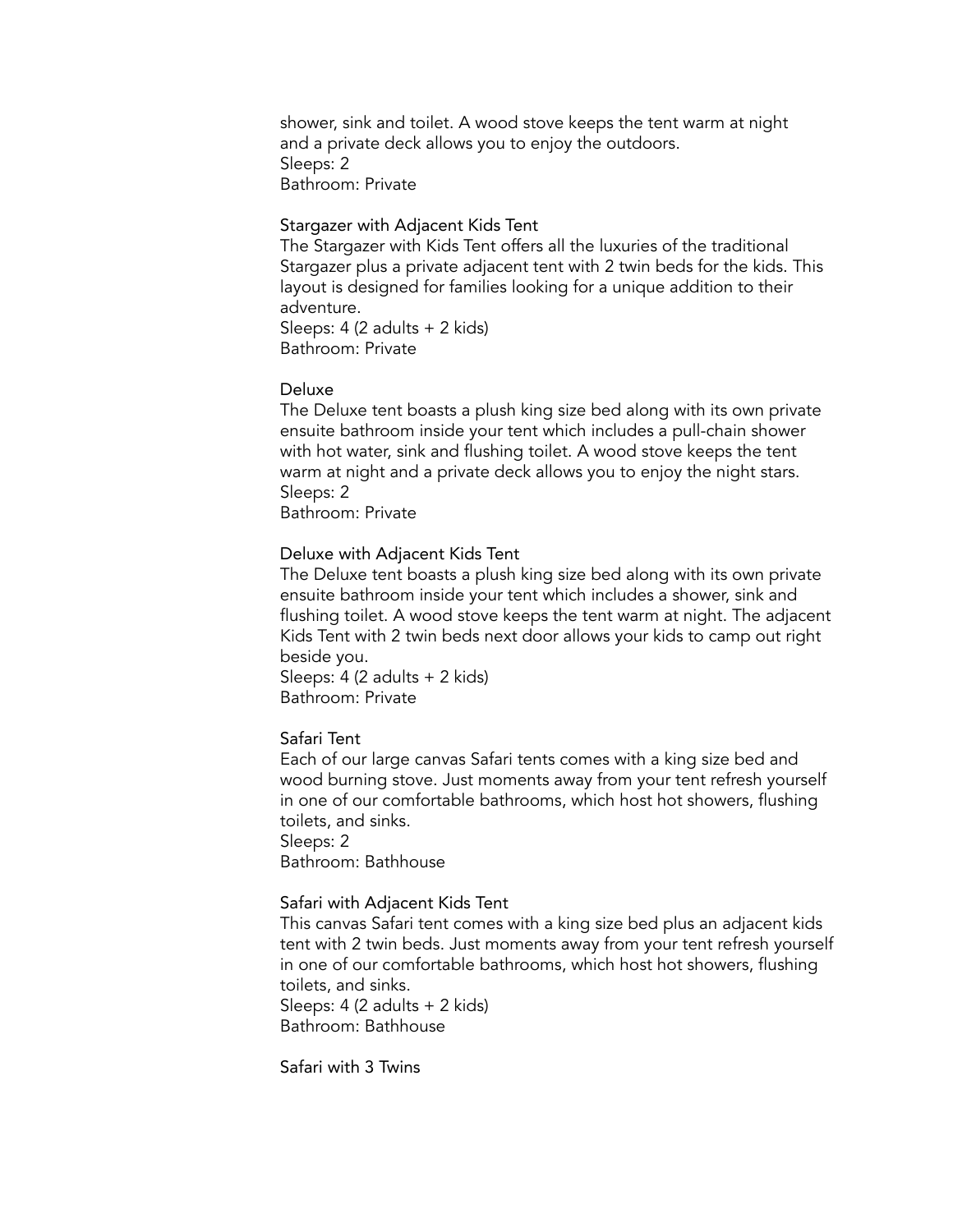shower, sink and toilet. A wood stove keeps the tent warm at night and a private deck allows you to enjoy the outdoors.
Sleeps: 2
Bathroom: Private

### Stargazer with Adjacent Kids Tent

The Stargazer with Kids Tent offers all the luxuries of the traditional Stargazer plus a private adjacent tent with 2 twin beds for the kids. This layout is designed for families looking for a unique addition to their adventure.
Sleeps: 4 (2 adults + 2 kids)
Bathroom: Private

### Deluxe

The Deluxe tent boasts a plush king size bed along with its own private ensuite bathroom inside your tent which includes a pull-chain shower with hot water, sink and flushing toilet. A wood stove keeps the tent warm at night and a private deck allows you to enjoy the night stars.
Sleeps: 2
Bathroom: Private

### Deluxe with Adjacent Kids Tent

The Deluxe tent boasts a plush king size bed along with its own private ensuite bathroom inside your tent which includes a shower, sink and flushing toilet. A wood stove keeps the tent warm at night. The adjacent Kids Tent with 2 twin beds next door allows your kids to camp out right beside you.
Sleeps: 4 (2 adults + 2 kids)
Bathroom: Private

### Safari Tent

Each of our large canvas Safari tents comes with a king size bed and wood burning stove. Just moments away from your tent refresh yourself in one of our comfortable bathrooms, which host hot showers, flushing toilets, and sinks.
Sleeps: 2
Bathroom: Bathhouse

### Safari with Adjacent Kids Tent

This canvas Safari tent comes with a king size bed plus an adjacent kids tent with 2 twin beds. Just moments away from your tent refresh yourself in one of our comfortable bathrooms, which host hot showers, flushing toilets, and sinks.
Sleeps: 4 (2 adults + 2 kids)
Bathroom: Bathhouse

### Safari with 3 Twins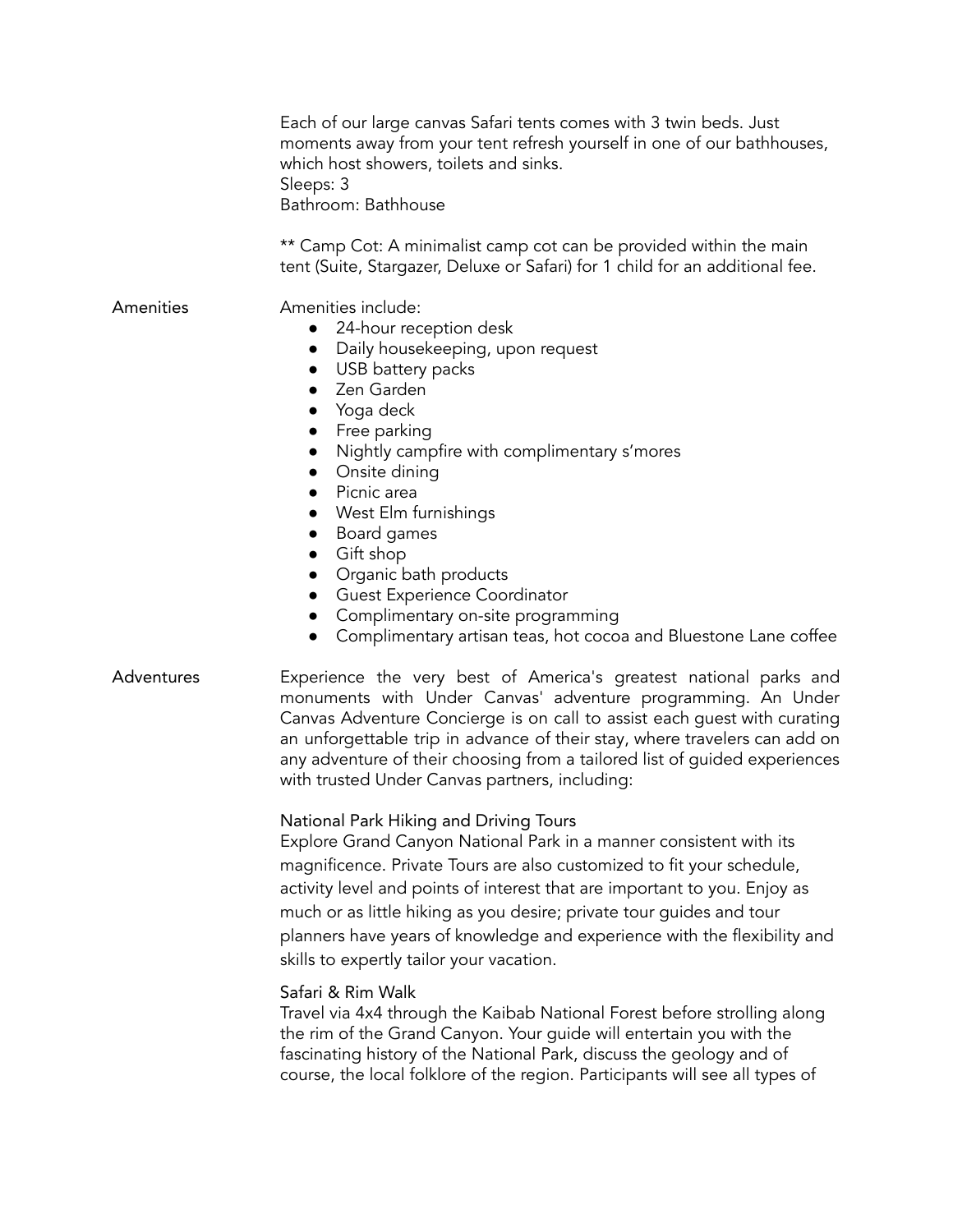Each of our large canvas Safari tents comes with 3 twin beds. Just moments away from your tent refresh yourself in one of our bathhouses, which host showers, toilets and sinks.
Sleeps: 3
Bathroom: Bathhouse

** Camp Cot: A minimalist camp cot can be provided within the main tent (Suite, Stargazer, Deluxe or Safari) for 1 child for an additional fee.

## Amenities

Amenities include:

- 24-hour reception desk
- Daily housekeeping, upon request
- USB battery packs
- Zen Garden
- Yoga deck
- Free parking
- Nightly campfire with complimentary s'mores
- Onsite dining
- Picnic area
- West Elm furnishings
- Board games
- Gift shop
- Organic bath products
- Guest Experience Coordinator
- Complimentary on-site programming
- Complimentary artisan teas, hot cocoa and Bluestone Lane coffee

## Adventures

Experience the very best of America's greatest national parks and monuments with Under Canvas' adventure programming. An Under Canvas Adventure Concierge is on call to assist each guest with curating an unforgettable trip in advance of their stay, where travelers can add on any adventure of their choosing from a tailored list of guided experiences with trusted Under Canvas partners, including:

### National Park Hiking and Driving Tours

Explore Grand Canyon National Park in a manner consistent with its magnificence. Private Tours are also customized to fit your schedule, activity level and points of interest that are important to you. Enjoy as much or as little hiking as you desire; private tour guides and tour planners have years of knowledge and experience with the flexibility and skills to expertly tailor your vacation.

### Safari & Rim Walk

Travel via 4x4 through the Kaibab National Forest before strolling along the rim of the Grand Canyon. Your guide will entertain you with the fascinating history of the National Park, discuss the geology and of course, the local folklore of the region. Participants will see all types of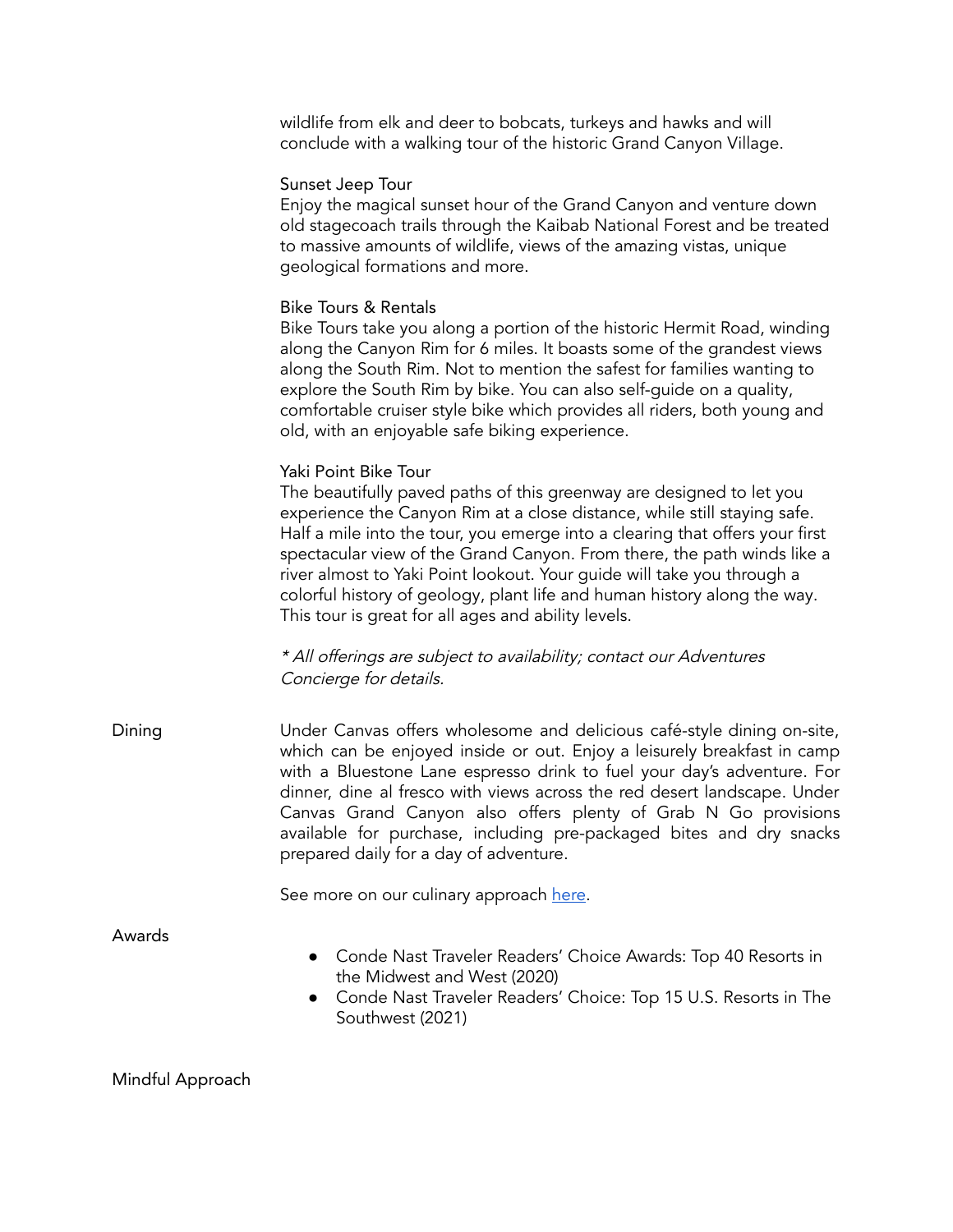wildlife from elk and deer to bobcats, turkeys and hawks and will conclude with a walking tour of the historic Grand Canyon Village.

Sunset Jeep Tour
Enjoy the magical sunset hour of the Grand Canyon and venture down old stagecoach trails through the Kaibab National Forest and be treated to massive amounts of wildlife, views of the amazing vistas, unique geological formations and more.

Bike Tours & Rentals
Bike Tours take you along a portion of the historic Hermit Road, winding along the Canyon Rim for 6 miles. It boasts some of the grandest views along the South Rim. Not to mention the safest for families wanting to explore the South Rim by bike. You can also self-guide on a quality, comfortable cruiser style bike which provides all riders, both young and old, with an enjoyable safe biking experience.

Yaki Point Bike Tour
The beautifully paved paths of this greenway are designed to let you experience the Canyon Rim at a close distance, while still staying safe. Half a mile into the tour, you emerge into a clearing that offers your first spectacular view of the Grand Canyon. From there, the path winds like a river almost to Yaki Point lookout. Your guide will take you through a colorful history of geology, plant life and human history along the way. This tour is great for all ages and ability levels.

*\* All offerings are subject to availability; contact our Adventures Concierge for details.*

Dining

Under Canvas offers wholesome and delicious café-style dining on-site, which can be enjoyed inside or out. Enjoy a leisurely breakfast in camp with a Bluestone Lane espresso drink to fuel your day's adventure. For dinner, dine al fresco with views across the red desert landscape. Under Canvas Grand Canyon also offers plenty of Grab N Go provisions available for purchase, including pre-packaged bites and dry snacks prepared daily for a day of adventure.

See more on our culinary approach [here](#).

Awards

- Conde Nast Traveler Readers' Choice Awards: Top 40 Resorts in the Midwest and West (2020)
- Conde Nast Traveler Readers' Choice: Top 15 U.S. Resorts in The Southwest (2021)

Mindful Approach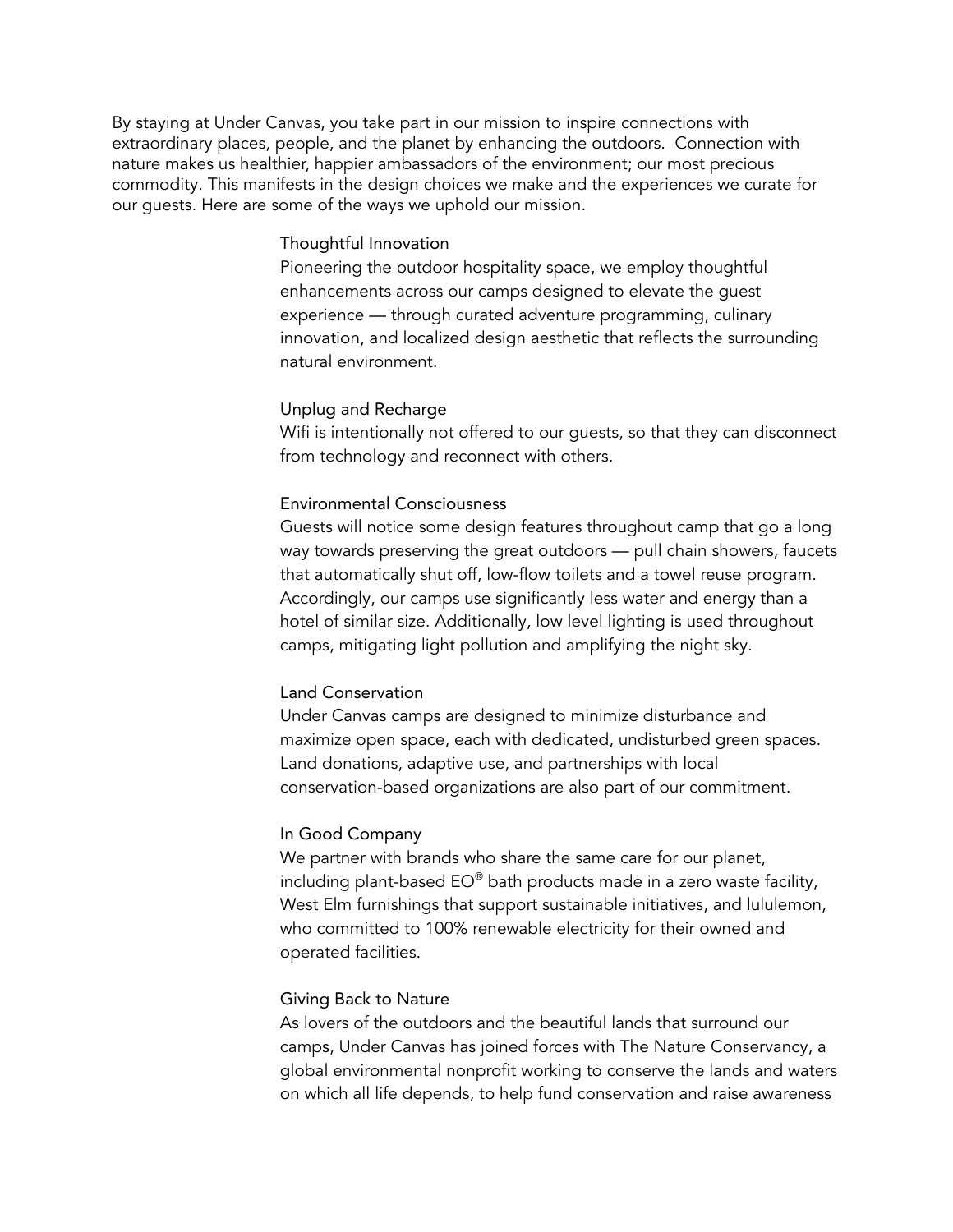By staying at Under Canvas, you take part in our mission to inspire connections with extraordinary places, people, and the planet by enhancing the outdoors. Connection with nature makes us healthier, happier ambassadors of the environment; our most precious commodity. This manifests in the design choices we make and the experiences we curate for our guests. Here are some of the ways we uphold our mission.

### Thoughtful Innovation

Pioneering the outdoor hospitality space, we employ thoughtful enhancements across our camps designed to elevate the guest experience — through curated adventure programming, culinary innovation, and localized design aesthetic that reflects the surrounding natural environment.

### Unplug and Recharge

Wifi is intentionally not offered to our guests, so that they can disconnect from technology and reconnect with others.

### Environmental Consciousness

Guests will notice some design features throughout camp that go a long way towards preserving the great outdoors — pull chain showers, faucets that automatically shut off, low-flow toilets and a towel reuse program. Accordingly, our camps use significantly less water and energy than a hotel of similar size. Additionally, low level lighting is used throughout camps, mitigating light pollution and amplifying the night sky.

### Land Conservation

Under Canvas camps are designed to minimize disturbance and maximize open space, each with dedicated, undisturbed green spaces. Land donations, adaptive use, and partnerships with local conservation-based organizations are also part of our commitment.

### In Good Company

We partner with brands who share the same care for our planet, including plant-based EO® bath products made in a zero waste facility, West Elm furnishings that support sustainable initiatives, and lululemon, who committed to 100% renewable electricity for their owned and operated facilities.

### Giving Back to Nature

As lovers of the outdoors and the beautiful lands that surround our camps, Under Canvas has joined forces with The Nature Conservancy, a global environmental nonprofit working to conserve the lands and waters on which all life depends, to help fund conservation and raise awareness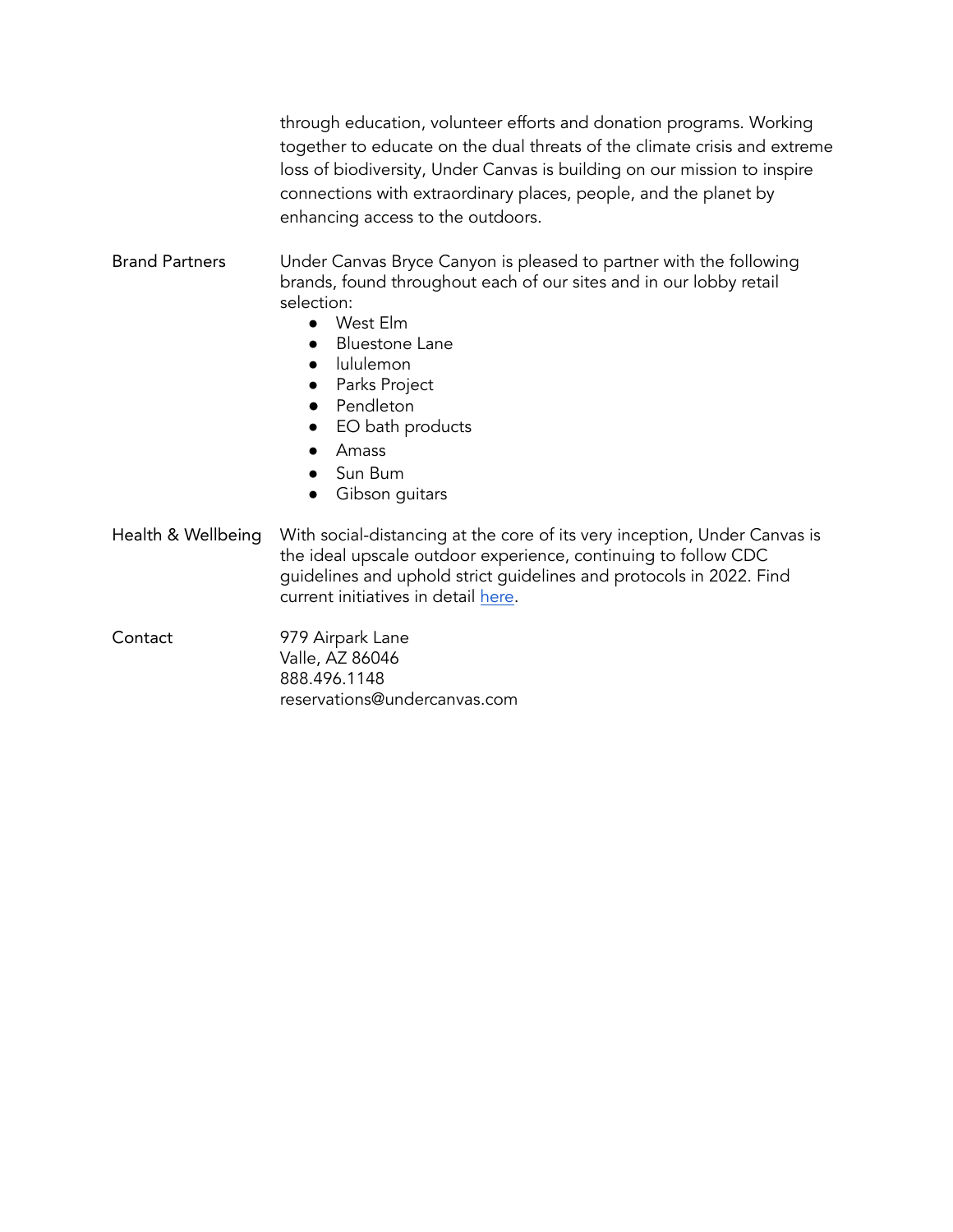through education, volunteer efforts and donation programs. Working together to educate on the dual threats of the climate crisis and extreme loss of biodiversity, Under Canvas is building on our mission to inspire connections with extraordinary places, people, and the planet by enhancing access to the outdoors.

**Brand Partners**

Under Canvas Bryce Canyon is pleased to partner with the following brands, found throughout each of our sites and in our lobby retail selection:

- West Elm
- Bluestone Lane
- lululemon
- Parks Project
- Pendleton
- EO bath products
- Amass
- Sun Bum
- Gibson guitars

**Health & Wellbeing**

With social-distancing at the core of its very inception, Under Canvas is the ideal upscale outdoor experience, continuing to follow CDC guidelines and uphold strict guidelines and protocols in 2022. Find current initiatives in detail here.

**Contact**

979 Airpark Lane
Valle, AZ 86046
888.496.1148
reservations@undercanvas.com